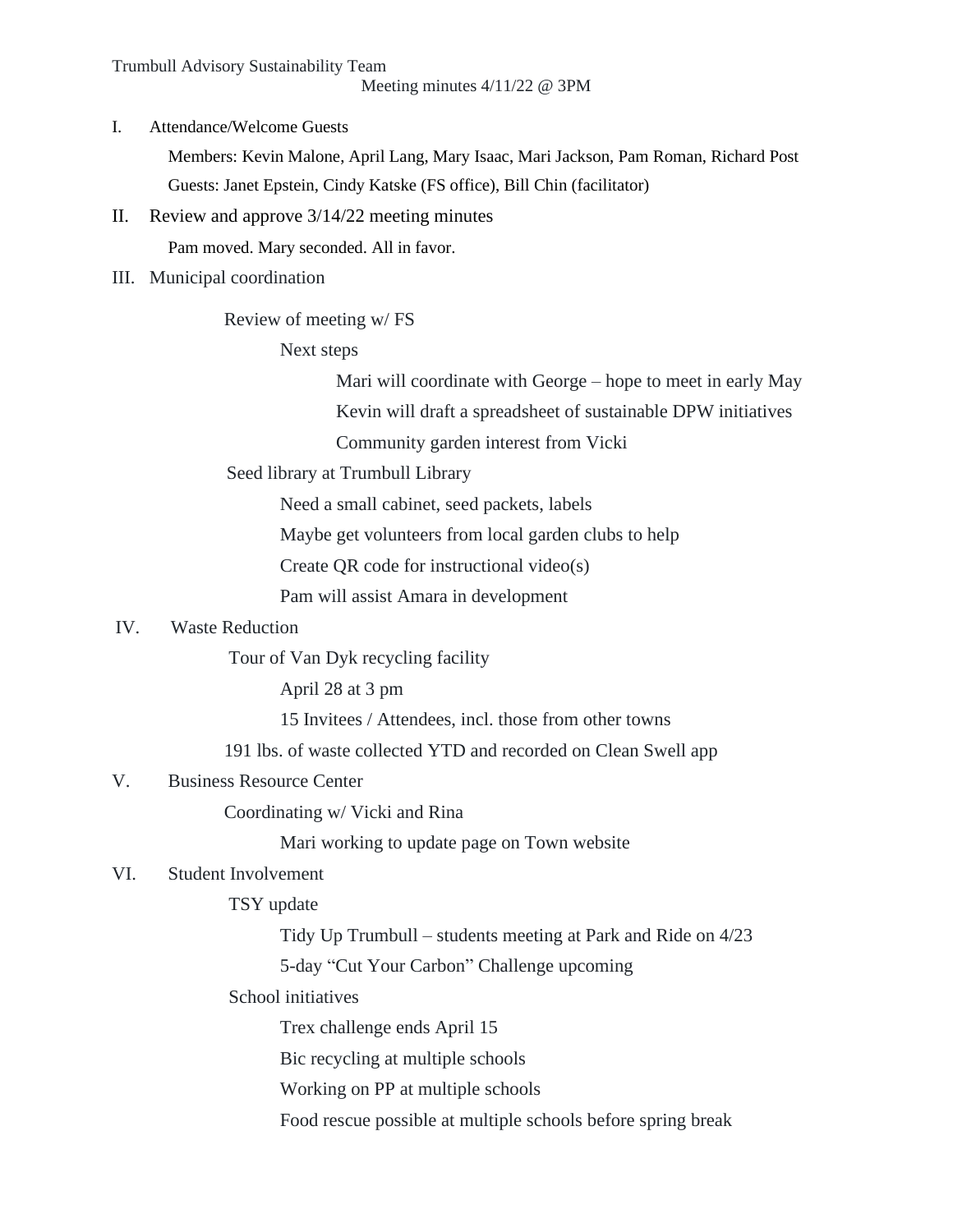Trumbull Advisory Sustainability Team

Meeting minutes 4/11/22 @ 3PM

I. Attendance/Welcome Guests
   - Members: Kevin Malone, April Lang, Mary Isaac, Mari Jackson, Pam Roman, Richard Post
   - Guests: Janet Epstein, Cindy Katske (FS office), Bill Chin (facilitator)

II. Review and approve 3/14/22 meeting minutes
   - Pam moved. Mary seconded. All in favor.

III. Municipal coordination
   - Review of meeting w/ FS
     - Next steps
       - Mari will coordinate with George – hope to meet in early May
       - Kevin will draft a spreadsheet of sustainable DPW initiatives
       - Community garden interest from Vicki
   - Seed library at Trumbull Library
     - Need a small cabinet, seed packets, labels
     - Maybe get volunteers from local garden clubs to help
     - Create QR code for instructional video(s)
     - Pam will assist Amara in development

IV. Waste Reduction
   - Tour of Van Dyk recycling facility
     - April 28 at 3 pm
     - 15 Invitees / Attendees, incl. those from other towns
   - 191 lbs. of waste collected YTD and recorded on Clean Swell app

V. Business Resource Center
   - Coordinating w/ Vicki and Rina
     - Mari working to update page on Town website

VI. Student Involvement
   - TSY update
     - Tidy Up Trumbull – students meeting at Park and Ride on 4/23
     - 5-day "Cut Your Carbon" Challenge upcoming
   - School initiatives
     - Trex challenge ends April 15
     - Bic recycling at multiple schools
     - Working on PP at multiple schools
     - Food rescue possible at multiple schools before spring break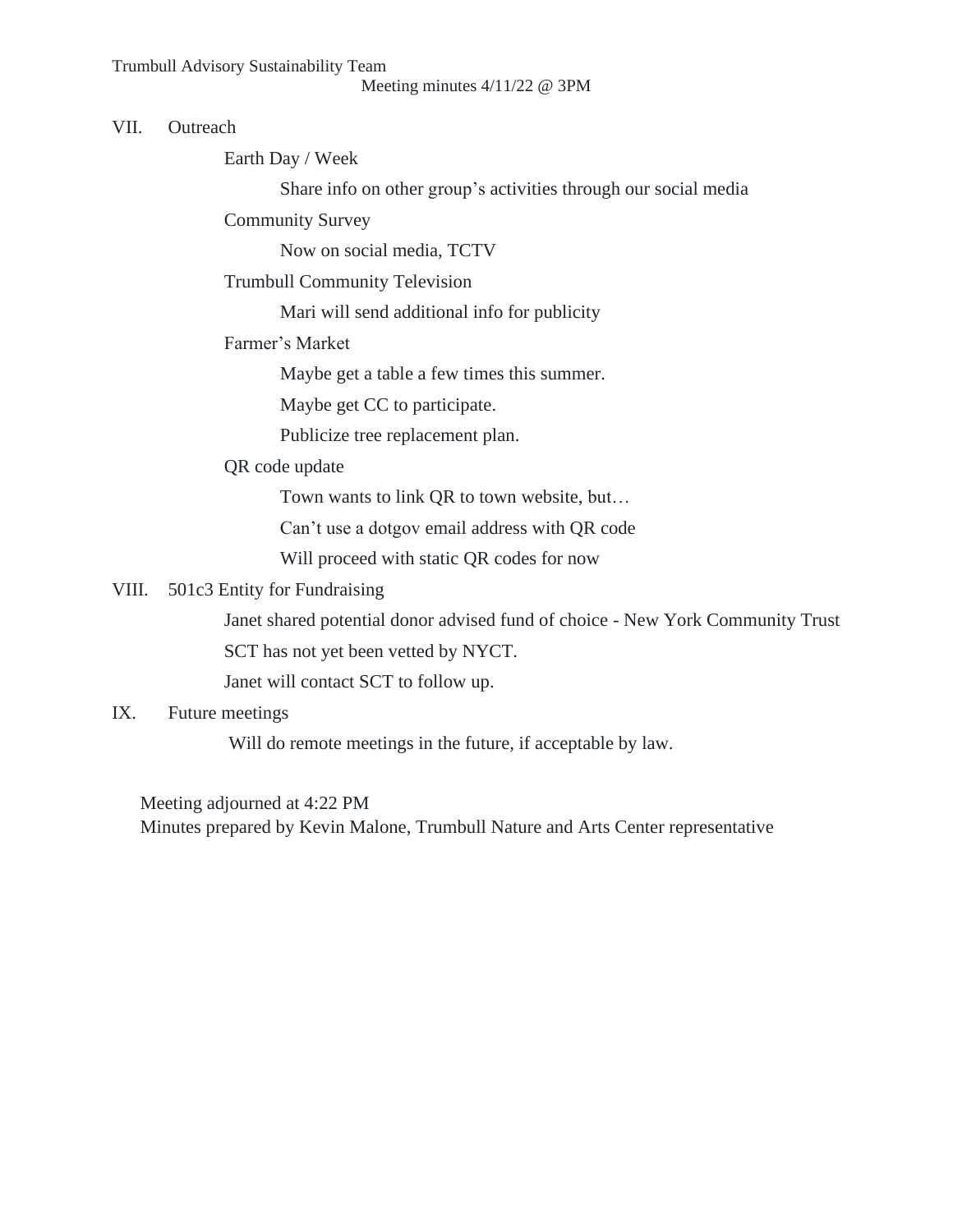Trumbull Advisory Sustainability Team

Meeting minutes 4/11/22 @ 3PM

VII. Outreach

- Earth Day / Week
  - Share info on other group's activities through our social media
- Community Survey
  - Now on social media, TCTV
- Trumbull Community Television
  - Mari will send additional info for publicity
- Farmer's Market
  - Maybe get a table a few times this summer.
  - Maybe get CC to participate.
  - Publicize tree replacement plan.
- QR code update
  - Town wants to link QR to town website, but…
  - Can't use a dotgov email address with QR code
  - Will proceed with static QR codes for now

VIII. 501c3 Entity for Fundraising

- Janet shared potential donor advised fund of choice - New York Community Trust
- SCT has not yet been vetted by NYCT.
- Janet will contact SCT to follow up.

IX. Future meetings

- Will do remote meetings in the future, if acceptable by law.

Meeting adjourned at 4:22 PM

Minutes prepared by Kevin Malone, Trumbull Nature and Arts Center representative